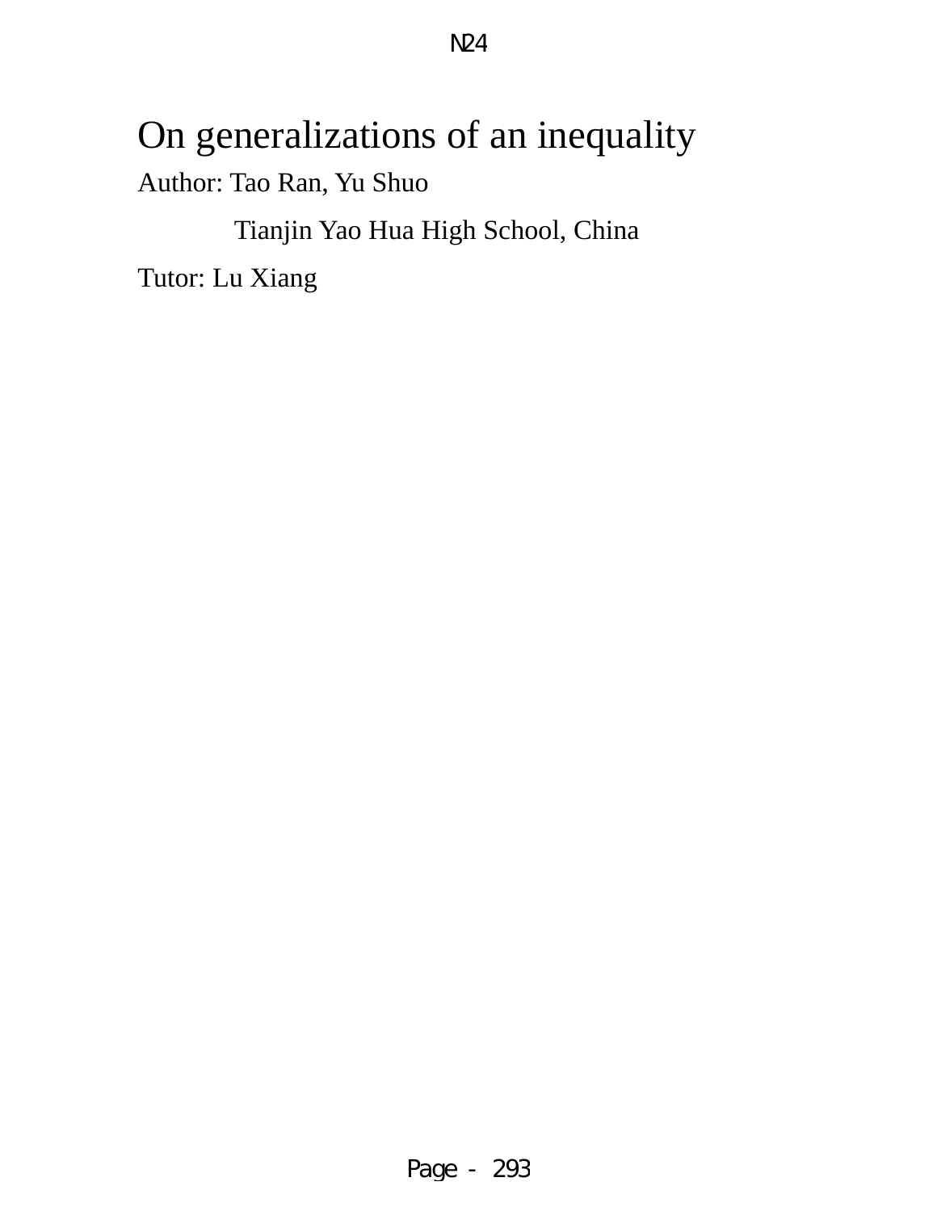# On generalizations of an inequality

Author: Tao Ran, Yu Shuo

Tianjin Yao Hua High School, China

Tutor: Lu Xiang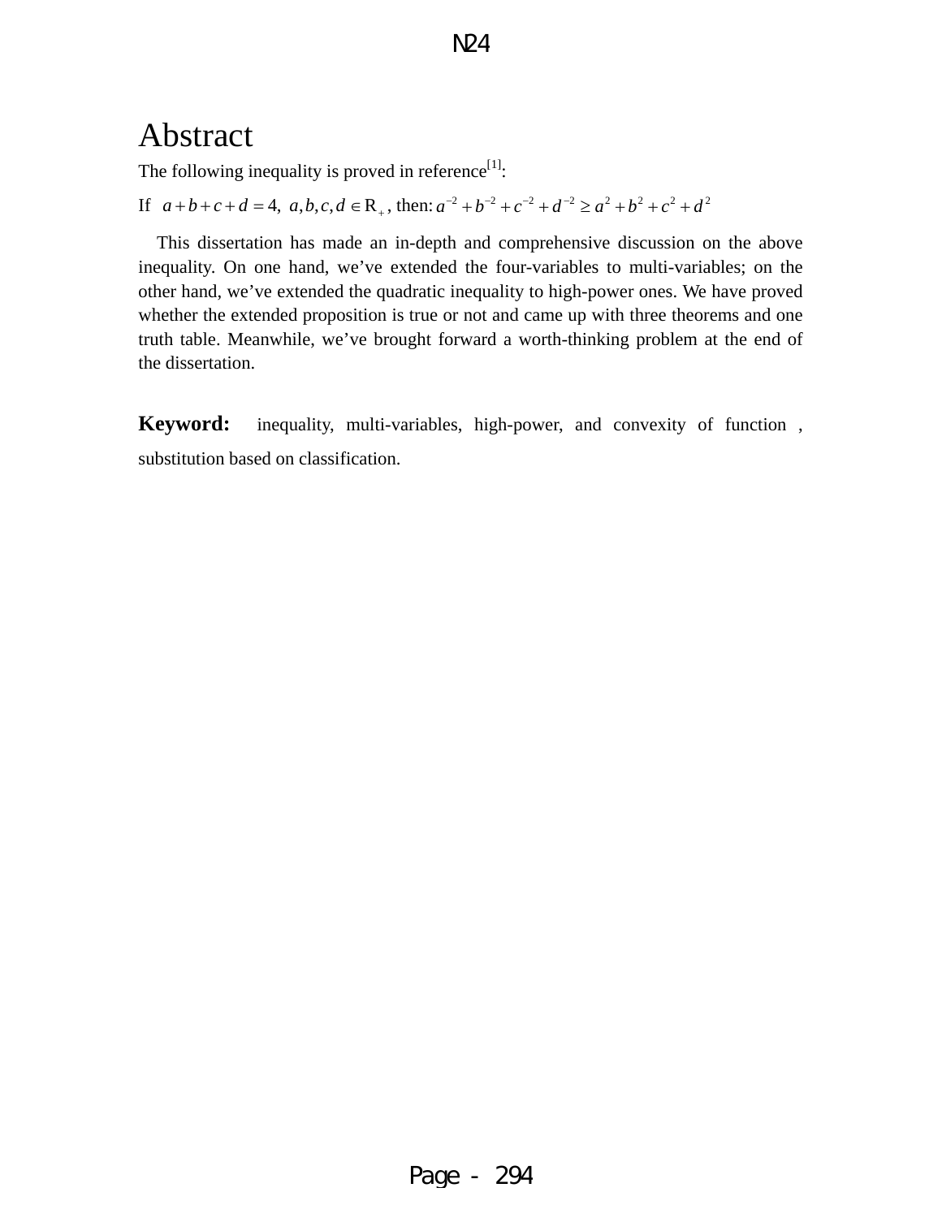# Abstract

The following inequality is proved in reference[1]:

If $a+b+c+d=4,\ a,b,c,d \in \mathrm{R}_+$, then: $a^{-2}+b^{-2}+c^{-2}+d^{-2} \geq a^2+b^2+c^2+d^2$

This dissertation has made an in-depth and comprehensive discussion on the above inequality. On one hand, we've extended the four-variables to multi-variables; on the other hand, we've extended the quadratic inequality to high-power ones. We have proved whether the extended proposition is true or not and came up with three theorems and one truth table. Meanwhile, we've brought forward a worth-thinking problem at the end of the dissertation.

**Keyword:** inequality, multi-variables, high-power, and convexity of function , substitution based on classification.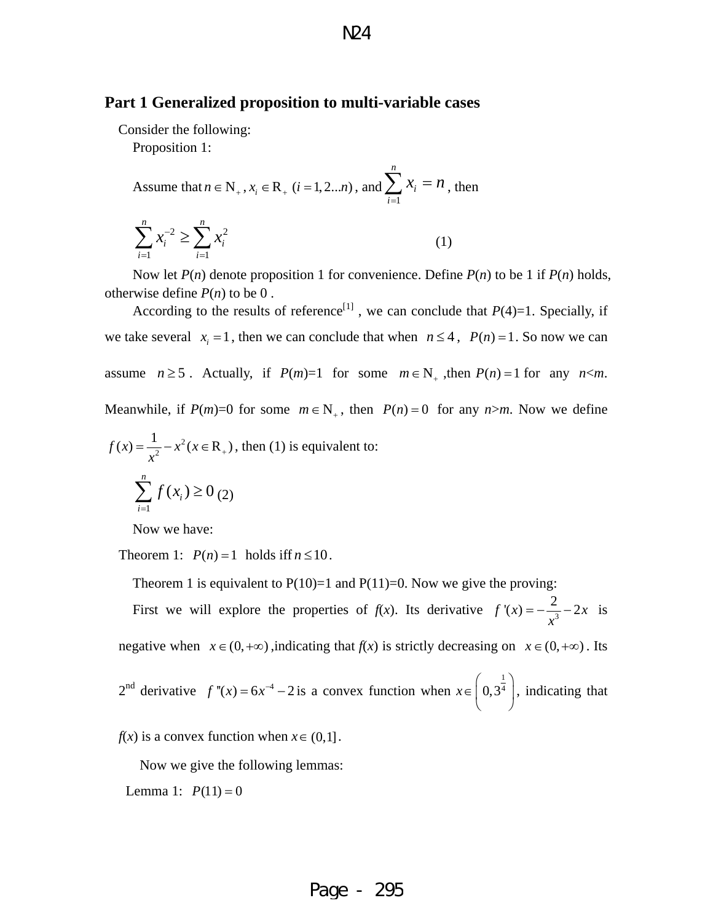## Part 1 Generalized proposition to multi-variable cases

Consider the following:

Proposition 1:

Assume that $n \in \mathrm{N}_+$, $x_i \in \mathrm{R}_+$ $(i = 1, 2...n)$, and $\sum_{i=1}^{n} x_i = n$, then

$$\sum_{i=1}^{n} x_i^{-2} \geq \sum_{i=1}^{n} x_i^2 \qquad (1)$$

Now let $P(n)$ denote proposition 1 for convenience. Define $P(n)$ to be 1 if $P(n)$ holds, otherwise define $P(n)$ to be 0 .

According to the results of reference[1] , we can conclude that $P(4)=1$. Specially, if we take several $x_i = 1$, then we can conclude that when $n \leq 4$, $P(n) = 1$. So now we can assume $n \geq 5$. Actually, if $P(m)=1$ for some $m \in \mathrm{N}_+$ ,then $P(n) = 1$ for any $n<m$. Meanwhile, if $P(m)=0$ for some $m \in \mathrm{N}_+$, then $P(n) = 0$ for any $n>m$. Now we define $f(x) = \frac{1}{x^2} - x^2 \, (x \in \mathrm{R}_+)$, then (1) is equivalent to:

$$\sum_{i=1}^{n} f(x_i) \geq 0 \qquad (2)$$

Now we have:

Theorem 1: $P(n) = 1$ holds iff $n \leq 10$.

Theorem 1 is equivalent to $P(10)=1$ and $P(11)=0$. Now we give the proving:

First we will explore the properties of $f(x)$. Its derivative $f'(x) = -\frac{2}{x^3} - 2x$ is negative when $x \in (0, +\infty)$ ,indicating that $f(x)$ is strictly decreasing on $x \in (0, +\infty)$. Its 2nd derivative $f''(x) = 6x^{-4} - 2$ is a convex function when $x \in \left(0, 3^{\frac{1}{4}}\right)$, indicating that $f(x)$ is a convex function when $x \in (0,1]$.

Now we give the following lemmas:

Lemma 1: $P(11) = 0$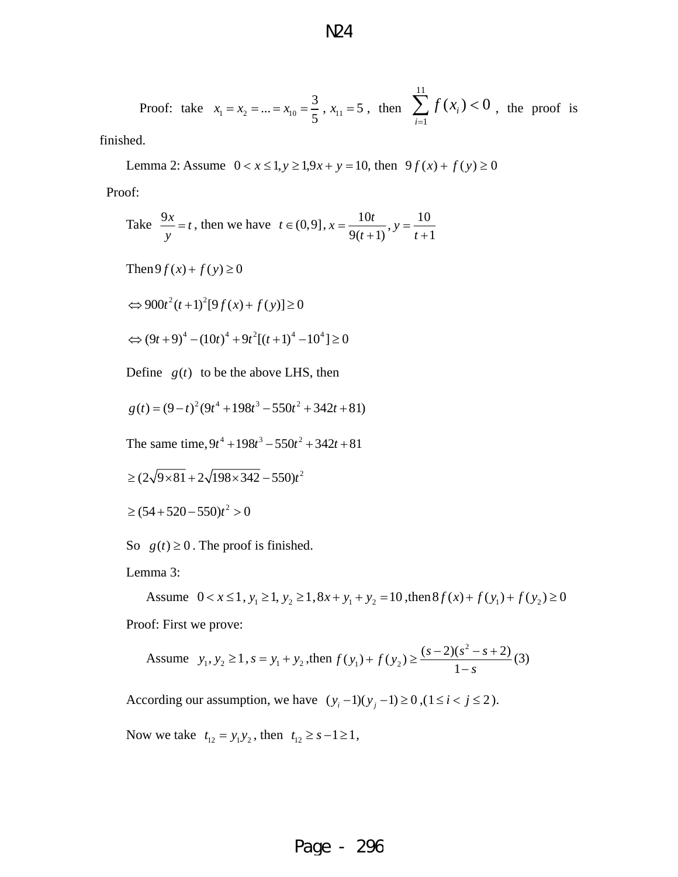Proof: take $x_1 = x_2 = ... = x_{10} = \frac{3}{5}$, $x_{11} = 5$, then $\sum_{i=1}^{11} f(x_i) < 0$, the proof is finished.

Lemma 2: Assume $0 < x \le 1, y \ge 1, 9x + y = 10$, then $9f(x) + f(y) \ge 0$

Proof:

Take $\frac{9x}{y} = t$, then we have $t \in (0,9]$, $x = \frac{10t}{9(t+1)}, y = \frac{10}{t+1}$

Then $9f(x) + f(y) \ge 0$

$$\Leftrightarrow 900t^2(t+1)^2[9f(x) + f(y)] \ge 0$$

$$\Leftrightarrow (9t+9)^4 - (10t)^4 + 9t^2[(t+1)^4 - 10^4] \ge 0$$

Define $g(t)$ to be the above LHS, then

$$g(t) = (9-t)^2(9t^4 + 198t^3 - 550t^2 + 342t + 81)$$

The same time, $9t^4 + 198t^3 - 550t^2 + 342t + 81$

$$\ge (2\sqrt{9 \times 81} + 2\sqrt{198 \times 342} - 550)t^2$$

$$\ge (54 + 520 - 550)t^2 > 0$$

So $g(t) \ge 0$. The proof is finished.

Lemma 3:

Assume $0 < x \le 1, y_1 \ge 1, y_2 \ge 1, 8x + y_1 + y_2 = 10$, then $8f(x) + f(y_1) + f(y_2) \ge 0$

Proof: First we prove:

Assume $y_1, y_2 \ge 1$, $s = y_1 + y_2$, then $f(y_1) + f(y_2) \ge \frac{(s-2)(s^2 - s + 2)}{1-s}$ (3)

According our assumption, we have $(y_i - 1)(y_j - 1) \ge 0$, $(1 \le i < j \le 2)$.

Now we take $t_{12} = y_1 y_2$, then $t_{12} \ge s - 1 \ge 1$,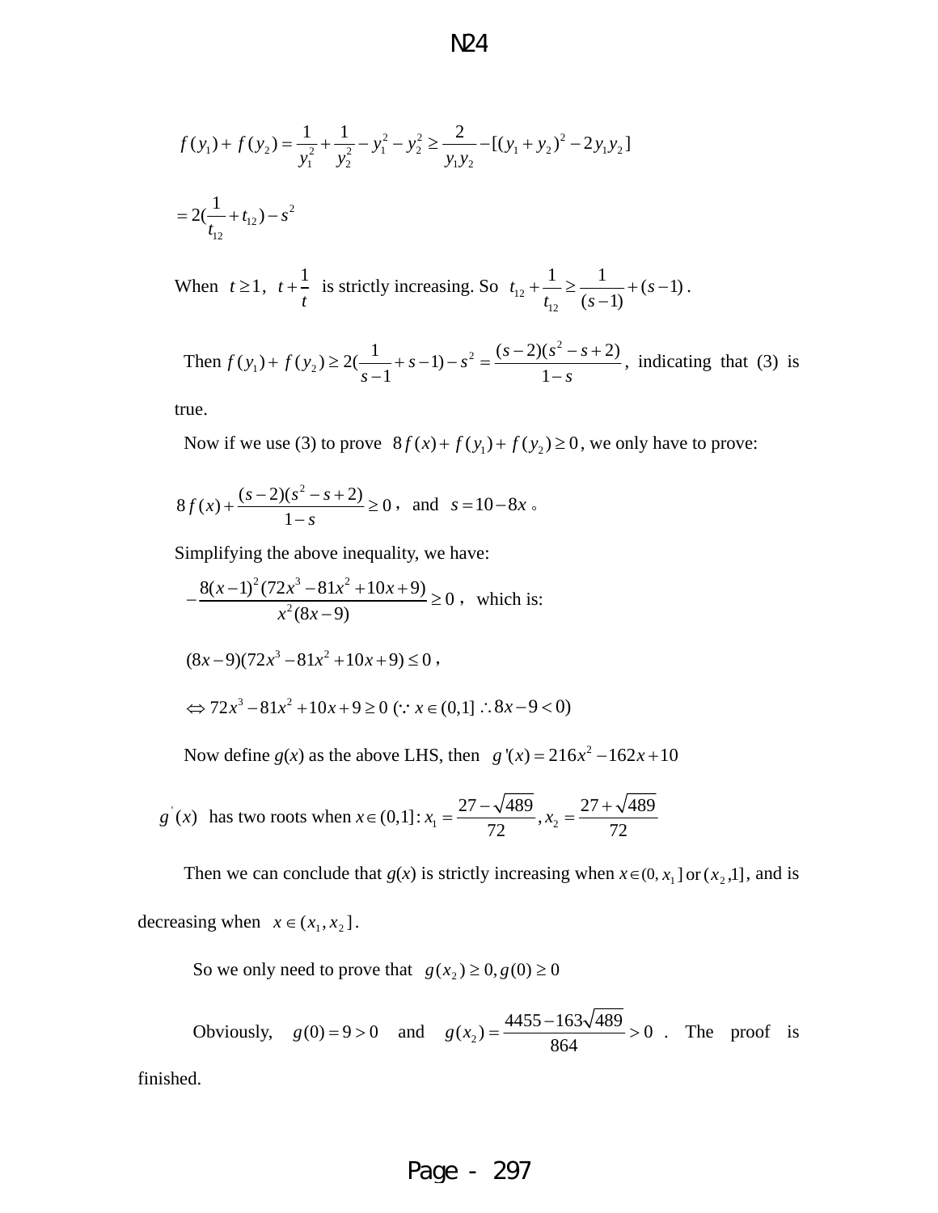$$f(y_1)+f(y_2)=\frac{1}{y_1^2}+\frac{1}{y_2^2}-y_1^2-y_2^2\geq\frac{2}{y_1y_2}-[(y_1+y_2)^2-2y_1y_2]$$

$$=2(\frac{1}{t_{12}}+t_{12})-s^2$$

When $t\geq 1$, $t+\frac{1}{t}$ is strictly increasing. So $t_{12}+\frac{1}{t_{12}}\geq\frac{1}{(s-1)}+(s-1)$.

Then $f(y_1)+f(y_2)\geq 2(\frac{1}{s-1}+s-1)-s^2=\frac{(s-2)(s^2-s+2)}{1-s}$, indicating that (3) is true.

Now if we use (3) to prove $8f(x)+f(y_1)+f(y_2)\geq 0$, we only have to prove:

$$8f(x)+\frac{(s-2)(s^2-s+2)}{1-s}\geq 0\text{, and } s=10-8x\text{。}$$

Simplifying the above inequality, we have:

$$-\frac{8(x-1)^2(72x^3-81x^2+10x+9)}{x^2(8x-9)}\geq 0\text{, which is:}$$

$$(8x-9)(72x^3-81x^2+10x+9)\leq 0\text{,}$$

$$\Leftrightarrow 72x^3-81x^2+10x+9\geq 0\ (\because x\in(0,1]\ \therefore 8x-9<0)$$

Now define $g(x)$ as the above LHS, then $g'(x)=216x^2-162x+10$

$g'(x)$ has two roots when $x\in(0,1]$: $x_1=\frac{27-\sqrt{489}}{72}, x_2=\frac{27+\sqrt{489}}{72}$

Then we can conclude that $g(x)$ is strictly increasing when $x\in(0,x_1]$ or $(x_2,1]$, and is decreasing when $x\in(x_1,x_2]$.

So we only need to prove that $g(x_2)\geq 0, g(0)\geq 0$

Obviously, $g(0)=9>0$ and $g(x_2)=\frac{4455-163\sqrt{489}}{864}>0$. The proof is finished.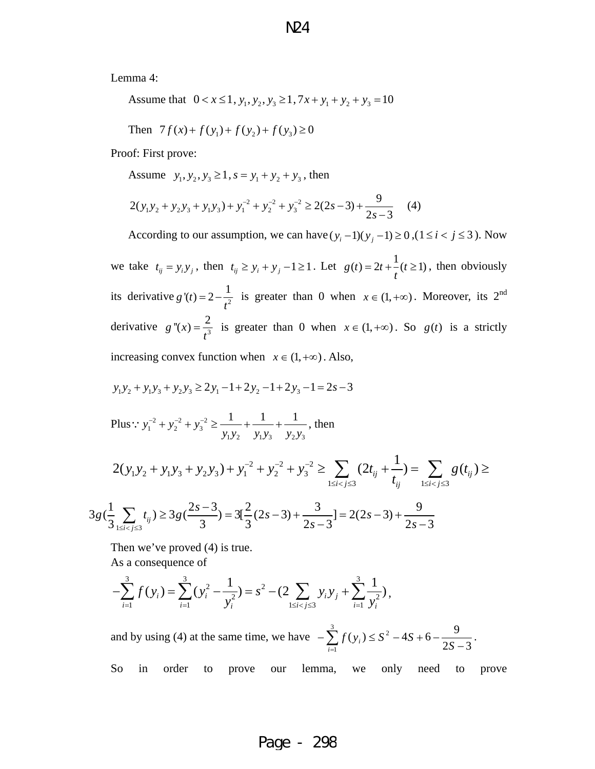Lemma 4:

Assume that $0 < x \le 1$, $y_1, y_2, y_3 \ge 1$, $7x + y_1 + y_2 + y_3 = 10$

Then $7f(x) + f(y_1) + f(y_2) + f(y_3) \ge 0$

Proof: First prove:

Assume $y_1, y_2, y_3 \ge 1, s = y_1 + y_2 + y_3$, then

$$2(y_1y_2 + y_2y_3 + y_1y_3) + y_1^{-2} + y_2^{-2} + y_3^{-2} \ge 2(2s-3) + \frac{9}{2s-3} \quad (4)$$

According to our assumption, we can have $(y_i - 1)(y_j - 1) \ge 0$, $(1 \le i < j \le 3)$. Now we take $t_{ij} = y_i y_j$, then $t_{ij} \ge y_i + y_j - 1 \ge 1$. Let $g(t) = 2t + \frac{1}{t}(t \ge 1)$, then obviously its derivative $g'(t) = 2 - \frac{1}{t^2}$ is greater than 0 when $x \in (1, +\infty)$. Moreover, its 2nd derivative $g''(x) = \frac{2}{t^3}$ is greater than 0 when $x \in (1, +\infty)$. So $g(t)$ is a strictly increasing convex function when $x \in (1, +\infty)$. Also,

$$y_1y_2 + y_1y_3 + y_2y_3 \ge 2y_1 - 1 + 2y_2 - 1 + 2y_3 - 1 = 2s - 3$$

Plus $\because y_1^{-2} + y_2^{-2} + y_3^{-2} \ge \frac{1}{y_1y_2} + \frac{1}{y_1y_3} + \frac{1}{y_2y_3}$, then

$$2(y_1y_2 + y_1y_3 + y_2y_3) + y_1^{-2} + y_2^{-2} + y_3^{-2} \ge \sum_{1 \le i < j \le 3} (2t_{ij} + \frac{1}{t_{ij}}) = \sum_{1 \le i < j \le 3} g(t_{ij}) \ge$$

$$3g(\frac{1}{3}\sum_{1 \le i < j \le 3} t_{ij}) \ge 3g(\frac{2s-3}{3}) = 3[\frac{2}{3}(2s-3) + \frac{3}{2s-3}] = 2(2s-3) + \frac{9}{2s-3}$$

Then we've proved (4) is true.

As a consequence of

$$-\sum_{i=1}^{3} f(y_i) = \sum_{i=1}^{3}(y_i^2 - \frac{1}{y_i^2}) = s^2 - (2\sum_{1 \le i < j \le 3} y_i y_j + \sum_{i=1}^{3} \frac{1}{y_i^2}),$$

and by using (4) at the same time, we have $-\sum_{i=1}^{3} f(y_i) \le S^2 - 4S + 6 - \frac{9}{2S-3}$.

So in order to prove our lemma, we only need to prove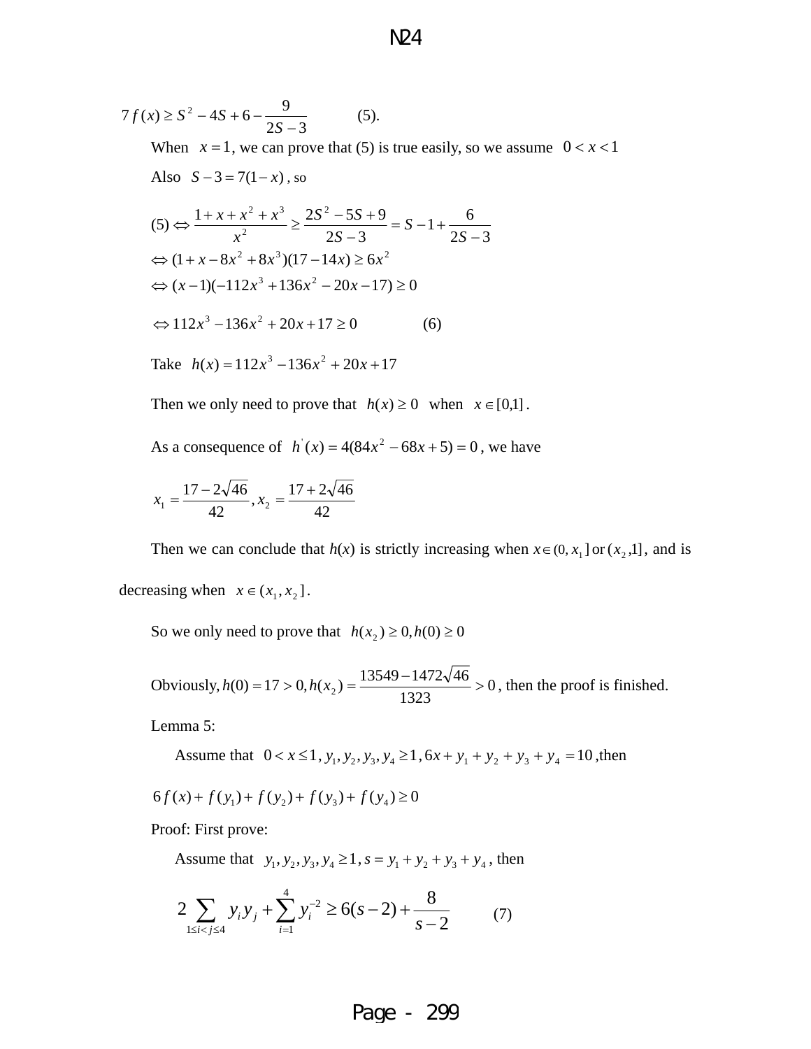$$7f(x) \ge S^2 - 4S + 6 - \frac{9}{2S-3} \qquad (5).$$

When $x = 1$, we can prove that (5) is true easily, so we assume $0 < x < 1$

Also $S - 3 = 7(1 - x)$, so

$$(5) \Leftrightarrow \frac{1 + x + x^2 + x^3}{x^2} \ge \frac{2S^2 - 5S + 9}{2S - 3} = S - 1 + \frac{6}{2S - 3}$$

$$\Leftrightarrow (1 + x - 8x^2 + 8x^3)(17 - 14x) \ge 6x^2$$

$$\Leftrightarrow (x - 1)(-112x^3 + 136x^2 - 20x - 17) \ge 0$$

$$\Leftrightarrow 112x^3 - 136x^2 + 20x + 17 \ge 0 \qquad (6)$$

Take $h(x) = 112x^3 - 136x^2 + 20x + 17$

Then we only need to prove that $h(x) \ge 0$ when $x \in [0,1]$.

As a consequence of $h^{'}(x) = 4(84x^2 - 68x + 5) = 0$, we have

$$x_1 = \frac{17 - 2\sqrt{46}}{42}, x_2 = \frac{17 + 2\sqrt{46}}{42}$$

Then we can conclude that $h(x)$ is strictly increasing when $x \in (0, x_1]$ or $(x_2, 1]$, and is decreasing when $x \in (x_1, x_2]$.

So we only need to prove that $h(x_2) \ge 0, h(0) \ge 0$

Obviously, $h(0) = 17 > 0, h(x_2) = \dfrac{13549 - 1472\sqrt{46}}{1323} > 0$, then the proof is finished.

Lemma 5:

Assume that $0 < x \le 1, y_1, y_2, y_3, y_4 \ge 1, 6x + y_1 + y_2 + y_3 + y_4 = 10$, then

$$6f(x) + f(y_1) + f(y_2) + f(y_3) + f(y_4) \ge 0$$

Proof: First prove:

Assume that $y_1, y_2, y_3, y_4 \ge 1, s = y_1 + y_2 + y_3 + y_4$, then

$$2\sum_{1 \le i < j \le 4} y_i y_j + \sum_{i=1}^{4} y_i^{-2} \ge 6(s - 2) + \frac{8}{s - 2} \qquad (7)$$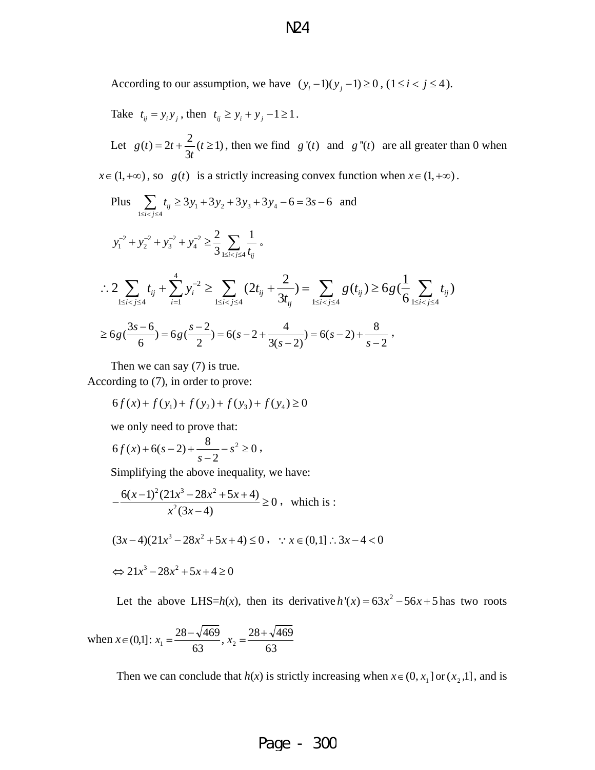According to our assumption, we have $(y_i - 1)(y_j - 1) \ge 0$, $(1 \le i < j \le 4)$.

Take $t_{ij} = y_i y_j$, then $t_{ij} \ge y_i + y_j - 1 \ge 1$.

Let $g(t) = 2t + \dfrac{2}{3t} (t \ge 1)$, then we find $g'(t)$ and $g''(t)$ are all greater than 0 when $x \in (1, +\infty)$, so $g(t)$ is a strictly increasing convex function when $x \in (1, +\infty)$.

Plus $\sum_{1 \le i < j \le 4} t_{ij} \ge 3y_1 + 3y_2 + 3y_3 + 3y_4 - 6 = 3s - 6$ and

$y_1^{-2} + y_2^{-2} + y_3^{-2} + y_4^{-2} \ge \dfrac{2}{3} \sum_{1 \le i < j \le 4} \dfrac{1}{t_{ij}}$ 。

$$\therefore 2\sum_{1 \le i < j \le 4} t_{ij} + \sum_{i=1}^{4} y_i^{-2} \ge \sum_{1 \le i < j \le 4} (2t_{ij} + \frac{2}{3t_{ij}}) = \sum_{1 \le i < j \le 4} g(t_{ij}) \ge 6g(\frac{1}{6}\sum_{1 \le i < j \le 4} t_{ij})$$

$$\ge 6g(\frac{3s-6}{6}) = 6g(\frac{s-2}{2}) = 6(s - 2 + \frac{4}{3(s-2)}) = 6(s-2) + \frac{8}{s-2} \text{ ,}$$

Then we can say (7) is true.

According to (7), in order to prove:

$$6f(x) + f(y_1) + f(y_2) + f(y_3) + f(y_4) \ge 0$$

we only need to prove that:

$$6f(x) + 6(s-2) + \frac{8}{s-2} - s^2 \ge 0 \text{ ,}$$

Simplifying the above inequality, we have:

$$-\frac{6(x-1)^2(21x^3 - 28x^2 + 5x + 4)}{x^2(3x-4)} \ge 0 \text{ , which is :}$$

$$(3x-4)(21x^3 - 28x^2 + 5x + 4) \le 0 \text{ , } \because x \in (0,1] \therefore 3x - 4 < 0$$

$$\Leftrightarrow 21x^3 - 28x^2 + 5x + 4 \ge 0$$

Let the above LHS=$h(x)$, then its derivative $h'(x) = 63x^2 - 56x + 5$ has two roots when $x \in (0,1]$: $x_1 = \dfrac{28 - \sqrt{469}}{63}$, $x_2 = \dfrac{28 + \sqrt{469}}{63}$

Then we can conclude that $h(x)$ is strictly increasing when $x \in (0, x_1]$ or $(x_2, 1]$, and is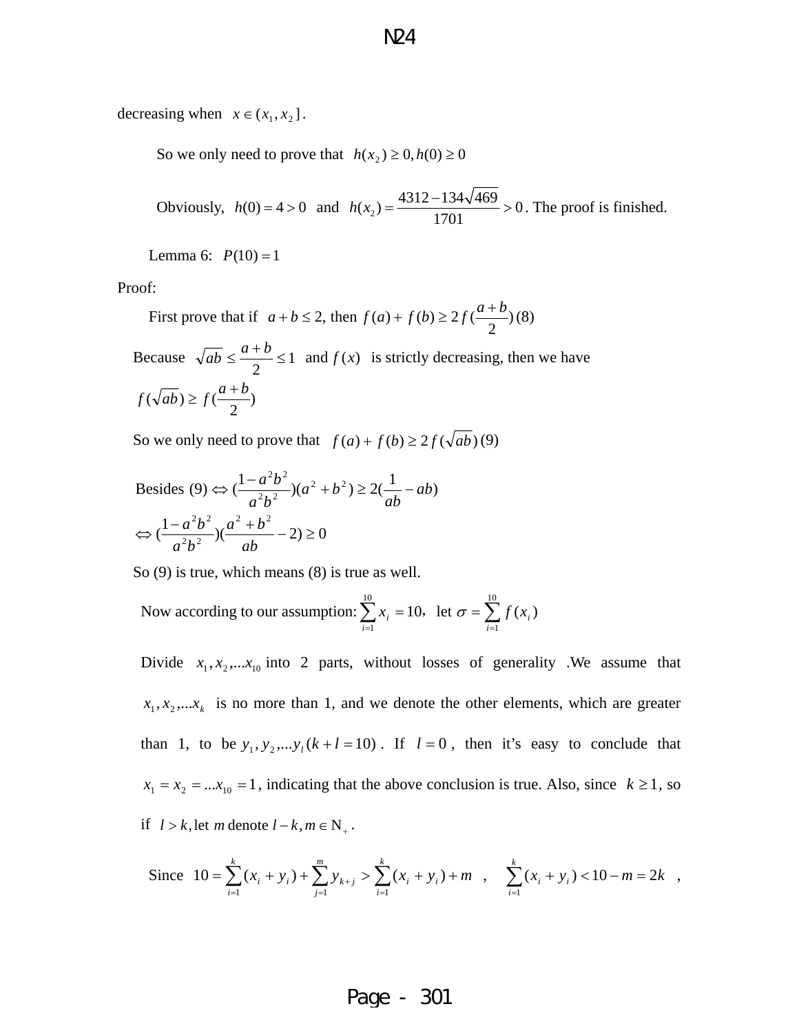decreasing when $x \in (x_1, x_2]$.

So we only need to prove that $h(x_2) \ge 0, h(0) \ge 0$

Obviously, $h(0) = 4 > 0$ and $h(x_2) = \dfrac{4312 - 134\sqrt{469}}{1701} > 0$. The proof is finished.

Lemma 6: $P(10) = 1$

Proof:

First prove that if $a + b \le 2$, then $f(a) + f(b) \ge 2f(\frac{a+b}{2})$ (8)

Because $\sqrt{ab} \le \dfrac{a+b}{2} \le 1$ and $f(x)$ is strictly decreasing, then we have $f(\sqrt{ab}) \ge f(\dfrac{a+b}{2})$

So we only need to prove that $f(a) + f(b) \ge 2f(\sqrt{ab})$ (9)

Besides (9) $\Leftrightarrow (\dfrac{1 - a^2b^2}{a^2b^2})(a^2 + b^2) \ge 2(\dfrac{1}{ab} - ab)$

$\Leftrightarrow (\dfrac{1 - a^2b^2}{a^2b^2})(\dfrac{a^2 + b^2}{ab} - 2) \ge 0$

So (9) is true, which means (8) is true as well.

Now according to our assumption: $\sum_{i=1}^{10} x_i = 10$, let $\sigma = \sum_{i=1}^{10} f(x_i)$

Divide $x_1, x_2, \ldots x_{10}$ into 2 parts, without losses of generality .We assume that $x_1, x_2, \ldots x_k$ is no more than 1, and we denote the other elements, which are greater than 1, to be $y_1, y_2, \ldots y_l \ (k + l = 10)$. If $l = 0$, then it's easy to conclude that $x_1 = x_2 = \ldots x_{10} = 1$, indicating that the above conclusion is true. Also, since $k \ge 1$, so if $l > k$, let $m$ denote $l - k, m \in \mathrm{N}_+$.

Since $10 = \sum_{i=1}^{k}(x_i + y_i) + \sum_{j=1}^{m} y_{k+j} > \sum_{i=1}^{k}(x_i + y_i) + m$ , $\sum_{i=1}^{k}(x_i + y_i) < 10 - m = 2k$ ,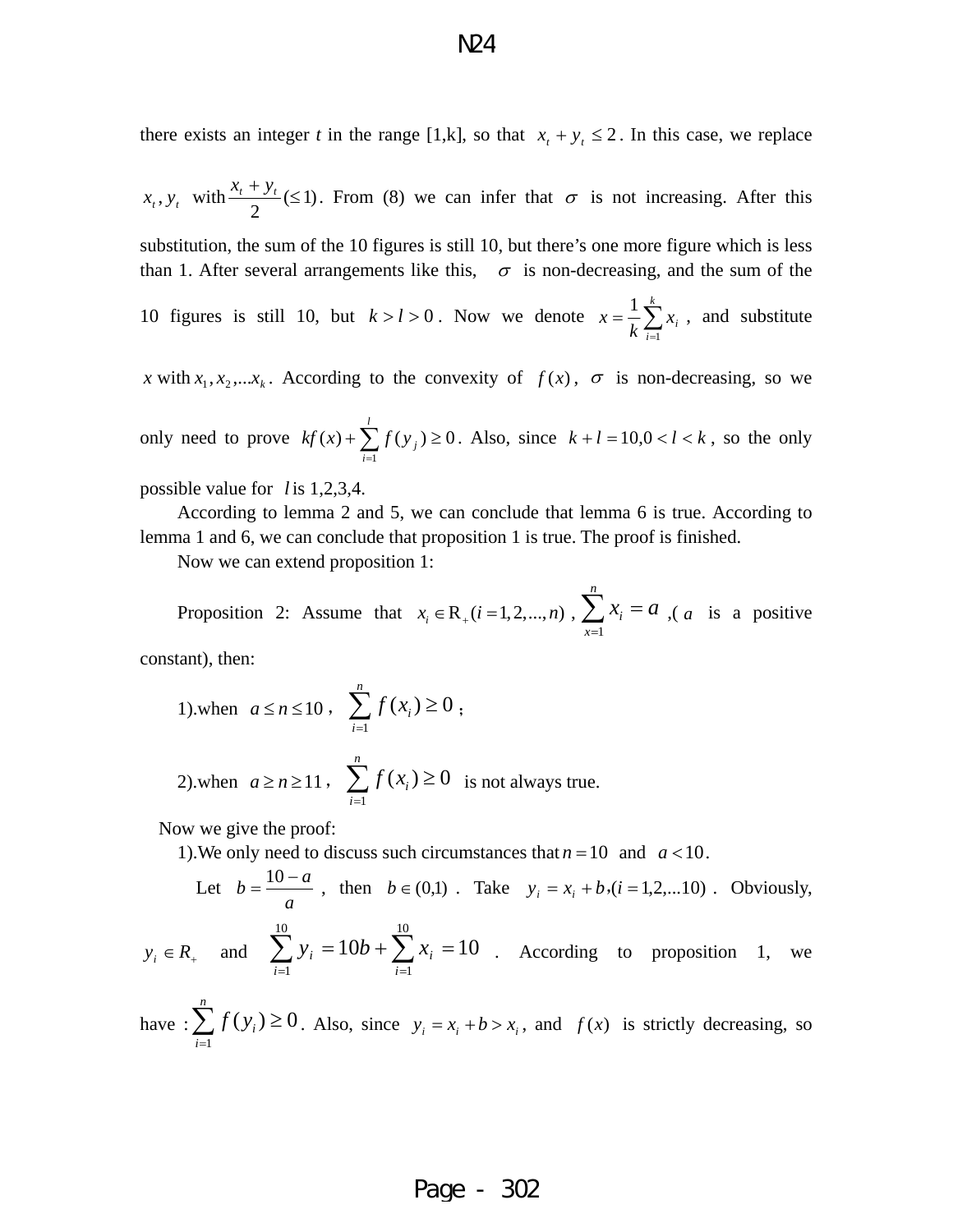there exists an integer *t* in the range [1,k], so that $x_t + y_t \le 2$. In this case, we replace $x_t, y_t$ with $\frac{x_t + y_t}{2} (\le 1)$. From (8) we can infer that $\sigma$ is not increasing. After this substitution, the sum of the 10 figures is still 10, but there's one more figure which is less than 1. After several arrangements like this, $\sigma$ is non-decreasing, and the sum of the 10 figures is still 10, but $k > l > 0$. Now we denote $x = \frac{1}{k}\sum_{i=1}^{k} x_i$, and substitute $x$ with $x_1, x_2, ...x_k$. According to the convexity of $f(x)$, $\sigma$ is non-decreasing, so we only need to prove $kf(x) + \sum_{i=1}^{l} f(y_j) \ge 0$. Also, since $k + l = 10, 0 < l < k$, so the only possible value for $l$ is 1,2,3,4.

According to lemma 2 and 5, we can conclude that lemma 6 is true. According to lemma 1 and 6, we can conclude that proposition 1 is true. The proof is finished.

Now we can extend proposition 1:

Proposition 2: Assume that $x_i \in \mathrm{R}_+ (i = 1,2,...,n)$, $\sum_{x=1}^{n} x_i = a$, ($a$ is a positive constant), then:

1).when $a \le n \le 10$, $\sum_{i=1}^{n} f(x_i) \ge 0$;

2).when $a \ge n \ge 11$, $\sum_{i=1}^{n} f(x_i) \ge 0$ is not always true.

Now we give the proof:

1).We only need to discuss such circumstances that $n = 10$ and $a < 10$.

Let $b = \frac{10 - a}{a}$, then $b \in (0,1)$. Take $y_i = x_i + b, (i = 1,2,...10)$. Obviously, $y_i \in R_+$ and $\sum_{i=1}^{10} y_i = 10b + \sum_{i=1}^{10} x_i = 10$. According to proposition 1, we have : $\sum_{i=1}^{n} f(y_i) \ge 0$. Also, since $y_i = x_i + b > x_i$, and $f(x)$ is strictly decreasing, so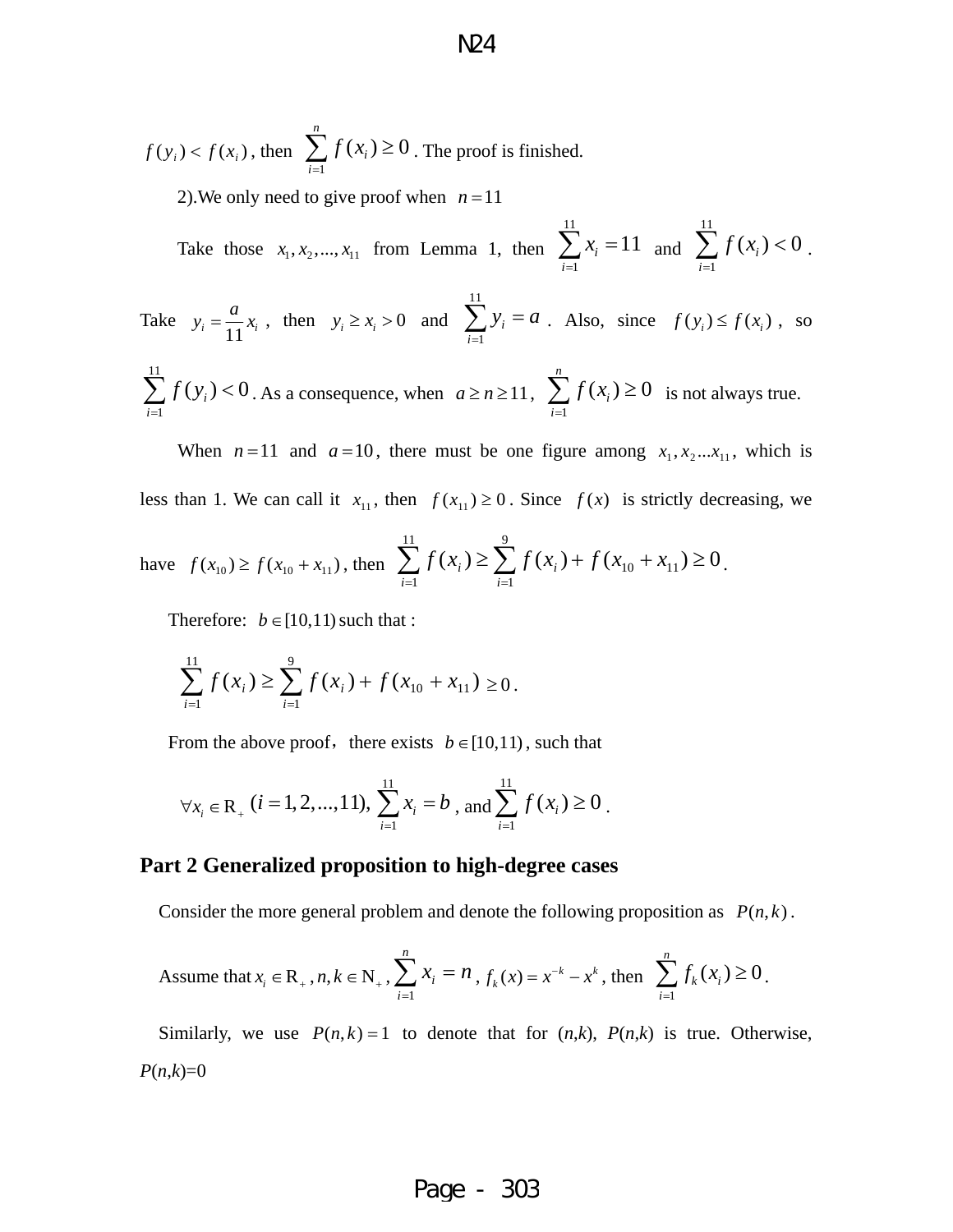$f(y_i) < f(x_i)$, then $\sum_{i=1}^{n} f(x_i) \geq 0$. The proof is finished.

2).We only need to give proof when $n = 11$

Take those $x_1, x_2, ..., x_{11}$ from Lemma 1, then $\sum_{i=1}^{11} x_i = 11$ and $\sum_{i=1}^{11} f(x_i) < 0$.

Take $y_i = \dfrac{a}{11} x_i$, then $y_i \geq x_i > 0$ and $\sum_{i=1}^{11} y_i = a$. Also, since $f(y_i) \leq f(x_i)$, so $\sum_{i=1}^{11} f(y_i) < 0$. As a consequence, when $a \geq n \geq 11$, $\sum_{i=1}^{n} f(x_i) \geq 0$ is not always true.

When $n = 11$ and $a = 10$, there must be one figure among $x_1, x_2 ... x_{11}$, which is less than 1. We can call it $x_{11}$, then $f(x_{11}) \geq 0$. Since $f(x)$ is strictly decreasing, we have $f(x_{10}) \geq f(x_{10} + x_{11})$, then $\sum_{i=1}^{11} f(x_i) \geq \sum_{i=1}^{9} f(x_i) + f(x_{10} + x_{11}) \geq 0$.

Therefore: $b \in [10,11)$ such that :

$$\sum_{i=1}^{11} f(x_i) \geq \sum_{i=1}^{9} f(x_i) + f(x_{10} + x_{11}) \geq 0.$$

From the above proof, there exists $b \in [10,11)$, such that

$$\forall x_i \in \mathrm{R}_+ \ (i = 1, 2, ..., 11), \ \sum_{i=1}^{11} x_i = b, \text{ and } \sum_{i=1}^{11} f(x_i) \geq 0.$$

## Part 2 Generalized proposition to high-degree cases

Consider the more general problem and denote the following proposition as $P(n,k)$.

Assume that $x_i \in \mathrm{R}_+$, $n, k \in \mathrm{N}_+$, $\sum_{i=1}^{n} x_i = n$, $f_k(x) = x^{-k} - x^k$, then $\sum_{i=1}^{n} f_k(x_i) \geq 0$.

Similarly, we use $P(n,k) = 1$ to denote that for (*n*,*k*), *P*(*n*,*k*) is true. Otherwise, *P*(*n*,*k*)=0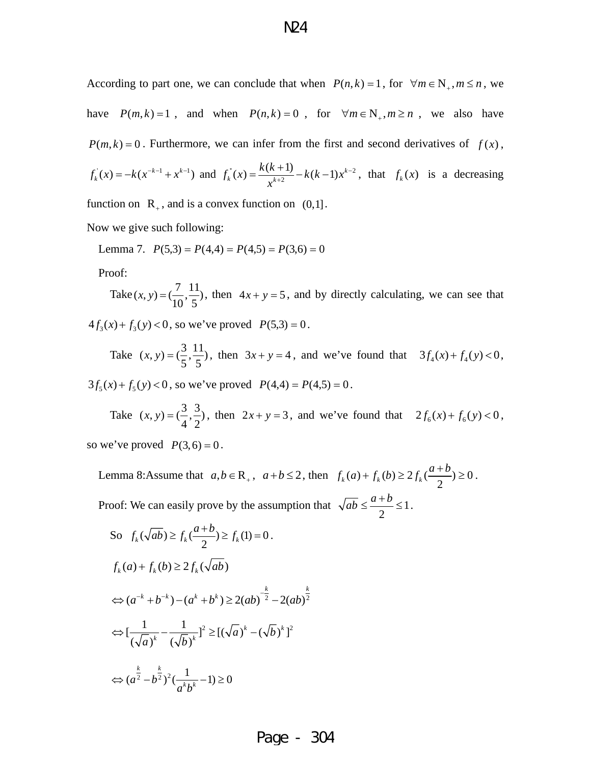According to part one, we can conclude that when $P(n,k)=1$, for $\forall m \in \mathrm{N}_+, m \le n$, we have $P(m,k)=1$, and when $P(n,k)=0$, for $\forall m \in \mathrm{N}_+, m \ge n$, we also have $P(m,k)=0$. Furthermore, we can infer from the first and second derivatives of $f(x)$, $f_k^{'}(x) = -k(x^{-k-1} + x^{k-1})$ and $f_k^{''}(x) = \dfrac{k(k+1)}{x^{k+2}} - k(k-1)x^{k-2}$, that $f_k(x)$ is a decreasing function on $\mathrm{R}_+$, and is a convex function on $(0,1]$.

Now we give such following:

Lemma 7. $P(5,3) = P(4,4) = P(4,5) = P(3,6) = 0$

Proof:

Take $(x,y) = (\frac{7}{10}, \frac{11}{5})$, then $4x + y = 5$, and by directly calculating, we can see that $4f_3(x) + f_3(y) < 0$, so we've proved $P(5,3) = 0$.

Take $(x,y) = (\frac{3}{5}, \frac{11}{5})$, then $3x + y = 4$, and we've found that $3f_4(x) + f_4(y) < 0$, $3f_5(x) + f_5(y) < 0$, so we've proved $P(4,4) = P(4,5) = 0$.

Take $(x,y) = (\frac{3}{4}, \frac{3}{2})$, then $2x + y = 3$, and we've found that $2f_6(x) + f_6(y) < 0$, so we've proved $P(3,6) = 0$.

Lemma 8: Assume that $a,b \in \mathrm{R}_+$, $a+b \le 2$, then $f_k(a) + f_k(b) \ge 2f_k(\frac{a+b}{2}) \ge 0$.

Proof: We can easily prove by the assumption that $\sqrt{ab} \le \frac{a+b}{2} \le 1$.

So $f_k(\sqrt{ab}) \ge f_k(\frac{a+b}{2}) \ge f_k(1) = 0$.

$$f_k(a) + f_k(b) \ge 2f_k(\sqrt{ab})$$

$$\Leftrightarrow (a^{-k} + b^{-k}) - (a^k + b^k) \ge 2(ab)^{-\frac{k}{2}} - 2(ab)^{\frac{k}{2}}$$

$$\Leftrightarrow [\frac{1}{(\sqrt{a})^k} - \frac{1}{(\sqrt{b})^k}]^2 \ge [(\sqrt{a})^k - (\sqrt{b})^k]^2$$

$$\Leftrightarrow (a^{\frac{k}{2}} - b^{\frac{k}{2}})^2 (\frac{1}{a^k b^k} - 1) \ge 0$$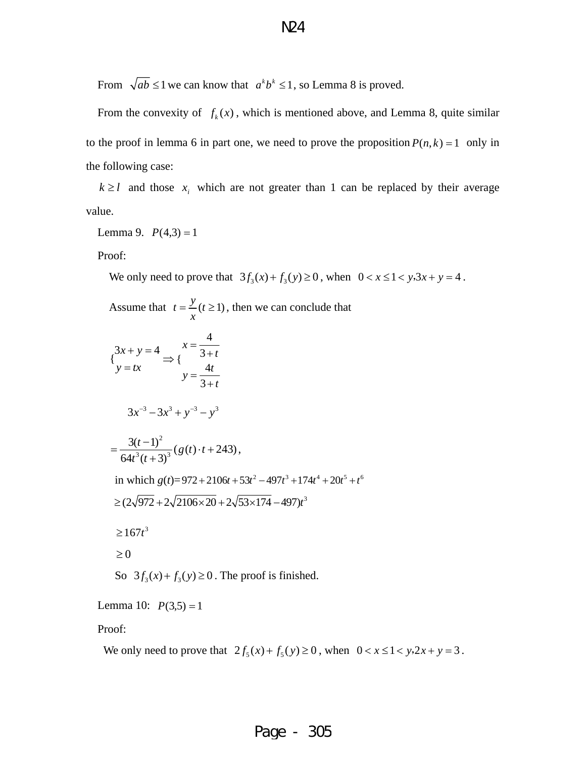From $\sqrt{ab} \le 1$ we can know that $a^k b^k \le 1$, so Lemma 8 is proved.

From the convexity of $f_k(x)$, which is mentioned above, and Lemma 8, quite similar to the proof in lemma 6 in part one, we need to prove the proposition $P(n,k)=1$ only in the following case:

$k \ge l$ and those $x_i$ which are not greater than 1 can be replaced by their average value.

Lemma 9. $P(4,3)=1$

Proof:

We only need to prove that $3f_3(x)+f_3(y) \ge 0$, when $0 < x \le 1 < y, 3x+y=4$.

Assume that $t=\dfrac{y}{x}(t \ge 1)$, then we can conclude that

$$\begin{cases} 3x+y=4 \\ y=tx \end{cases} \Rightarrow \begin{cases} x=\dfrac{4}{3+t} \\ y=\dfrac{4t}{3+t} \end{cases}$$

$$3x^{-3}-3x^3+y^{-3}-y^3$$

$$=\frac{3(t-1)^2}{64t^3(t+3)^3}(g(t)\cdot t+243),$$

in which $g(t)=972+2106t+53t^2-497t^3+174t^4+20t^5+t^6$

$$\ge (2\sqrt{972}+2\sqrt{2106\times 20}+2\sqrt{53\times 174}-497)t^3$$

$$\ge 167t^3$$

$$\ge 0$$

So $3f_3(x)+f_3(y) \ge 0$. The proof is finished.

Lemma 10: $P(3,5)=1$

Proof:

We only need to prove that $2f_5(x)+f_5(y) \ge 0$, when $0 < x \le 1 < y, 2x+y=3$.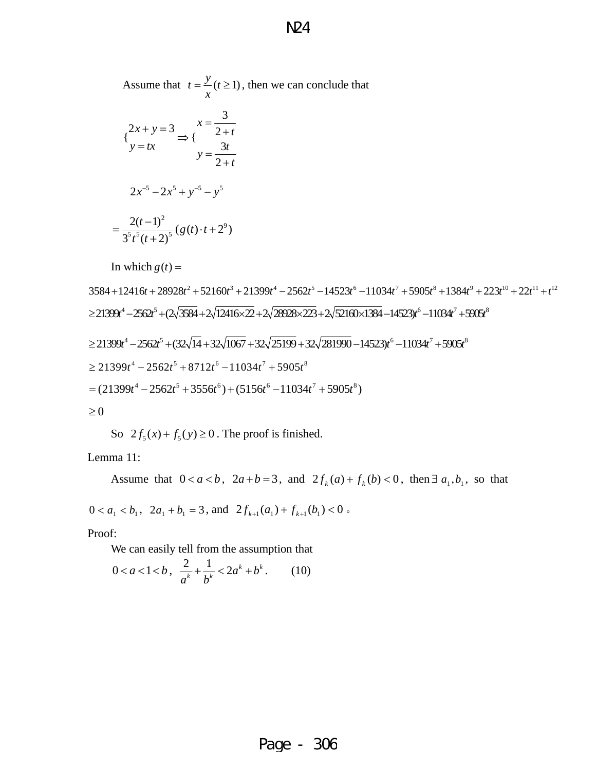Assume that $t = \frac{y}{x} (t \geq 1)$, then we can conclude that

$$\begin{cases} 2x + y = 3 \\ y = tx \end{cases} \Rightarrow \begin{cases} x = \dfrac{3}{2+t} \\ y = \dfrac{3t}{2+t} \end{cases}$$

$$2x^{-5} - 2x^5 + y^{-5} - y^5$$

$$= \frac{2(t-1)^2}{3^5 t^5 (t+2)^5} (g(t) \cdot t + 2^9)$$

In which $g(t) =$

$$3584 + 12416t + 28928t^2 + 52160t^3 + 21399t^4 - 2562t^5 - 14523t^6 - 11034t^7 + 5905t^8 + 1384t^9 + 223t^{10} + 22t^{11} + t^{12}$$

$$\geq 21399t^4 - 2562t^5 + (2\sqrt{3584} + 2\sqrt{12416 \times 22} + 2\sqrt{28928 \times 223} + 2\sqrt{52160 \times 1384} - 14523)t^6 - 11034t^7 + 5905t^8$$

$$\geq 21399t^4 - 2562t^5 + (32\sqrt{14} + 32\sqrt{1067} + 32\sqrt{25199} + 32\sqrt{281990} - 14523)t^6 - 11034t^7 + 5905t^8$$

$$\geq 21399t^4 - 2562t^5 + 8712t^6 - 11034t^7 + 5905t^8$$

$$= (21399t^4 - 2562t^5 + 3556t^6) + (5156t^6 - 11034t^7 + 5905t^8)$$

$$\geq 0$$

So $2f_5(x) + f_5(y) \geq 0$. The proof is finished.

Lemma 11:

Assume that $0 < a < b$, $2a + b = 3$, and $2f_k(a) + f_k(b) < 0$, then $\exists\ a_1, b_1$, so that $0 < a_1 < b_1$, $2a_1 + b_1 = 3$, and $2f_{k+1}(a_1) + f_{k+1}(b_1) < 0$。

Proof:

We can easily tell from the assumption that

$$0 < a < 1 < b, \quad \frac{2}{a^k} + \frac{1}{b^k} < 2a^k + b^k. \qquad (10)$$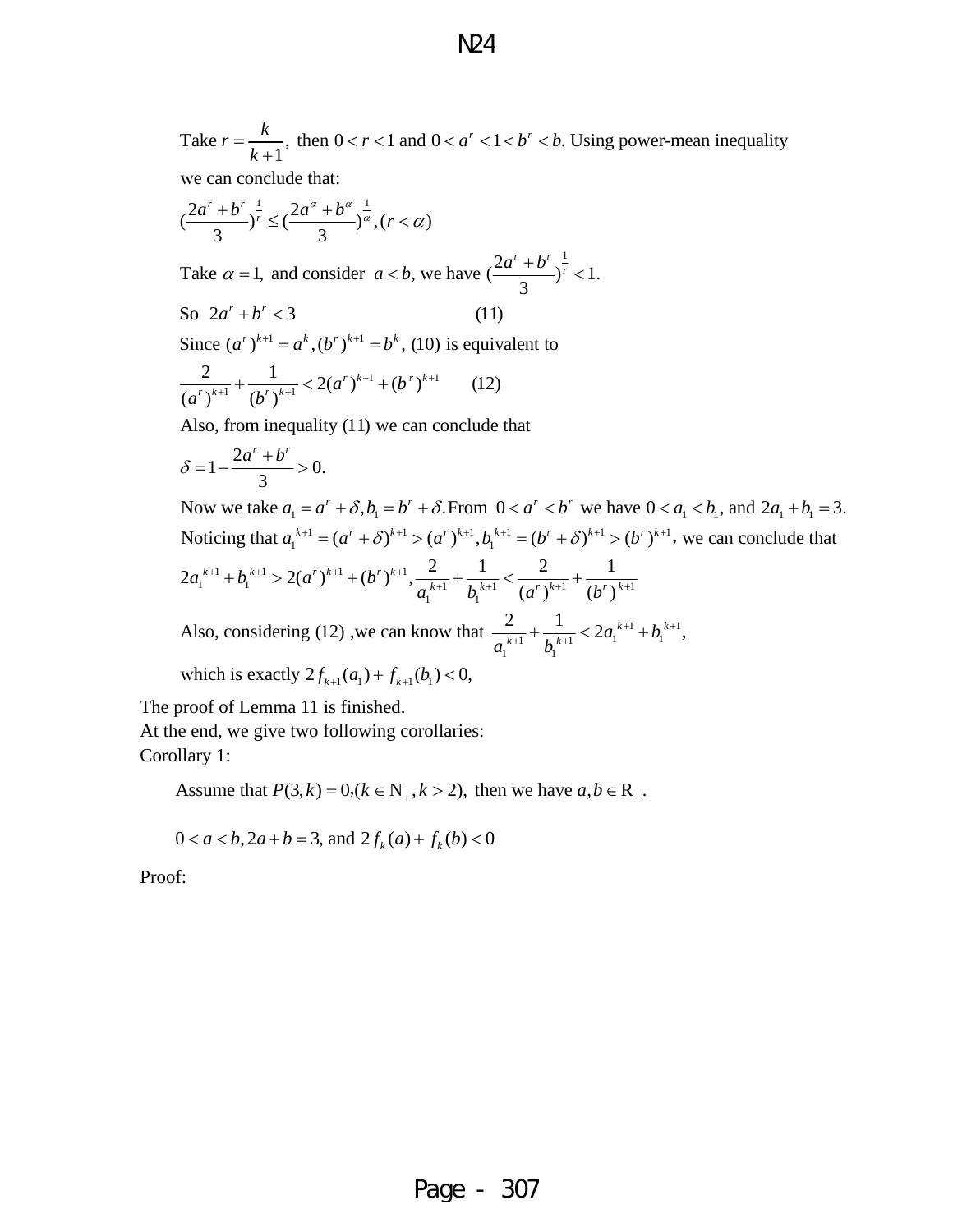Take $r = \frac{k}{k+1}$, then $0 < r < 1$ and $0 < a^r < 1 < b^r < b$. Using power-mean inequality we can conclude that:

$$(\frac{2a^r + b^r}{3})^{\frac{1}{r}} \le (\frac{2a^\alpha + b^\alpha}{3})^{\frac{1}{\alpha}}, (r < \alpha)$$

Take $\alpha = 1$, and consider $a < b$, we have $(\frac{2a^r + b^r}{3})^{\frac{1}{r}} < 1$.

So $2a^r + b^r < 3$ (11)

Since $(a^r)^{k+1} = a^k, (b^r)^{k+1} = b^k$, (10) is equivalent to

$$\frac{2}{(a^r)^{k+1}} + \frac{1}{(b^r)^{k+1}} < 2(a^r)^{k+1} + (b^r)^{k+1} \qquad (12)$$

Also, from inequality (11) we can conclude that

$$\delta = 1 - \frac{2a^r + b^r}{3} > 0.$$

Now we take $a_1 = a^r + \delta, b_1 = b^r + \delta$. From $0 < a^r < b^r$ we have $0 < a_1 < b_1$, and $2a_1 + b_1 = 3$.

Noticing that $a_1^{k+1} = (a^r + \delta)^{k+1} > (a^r)^{k+1}, b_1^{k+1} = (b^r + \delta)^{k+1} > (b^r)^{k+1}$, we can conclude that

$$2a_1^{k+1} + b_1^{k+1} > 2(a^r)^{k+1} + (b^r)^{k+1}, \frac{2}{a_1^{k+1}} + \frac{1}{b_1^{k+1}} < \frac{2}{(a^r)^{k+1}} + \frac{1}{(b^r)^{k+1}}$$

Also, considering (12) ,we can know that $\frac{2}{a_1^{k+1}} + \frac{1}{b_1^{k+1}} < 2a_1^{k+1} + b_1^{k+1}$,

which is exactly $2f_{k+1}(a_1) + f_{k+1}(b_1) < 0$,

The proof of Lemma 11 is finished.

At the end, we give two following corollaries:

Corollary 1:

Assume that $P(3,k) = 0, (k \in \mathrm{N}_+, k > 2)$, then we have $a, b \in \mathrm{R}_+$.

$0 < a < b, 2a + b = 3$, and $2f_k(a) + f_k(b) < 0$

Proof: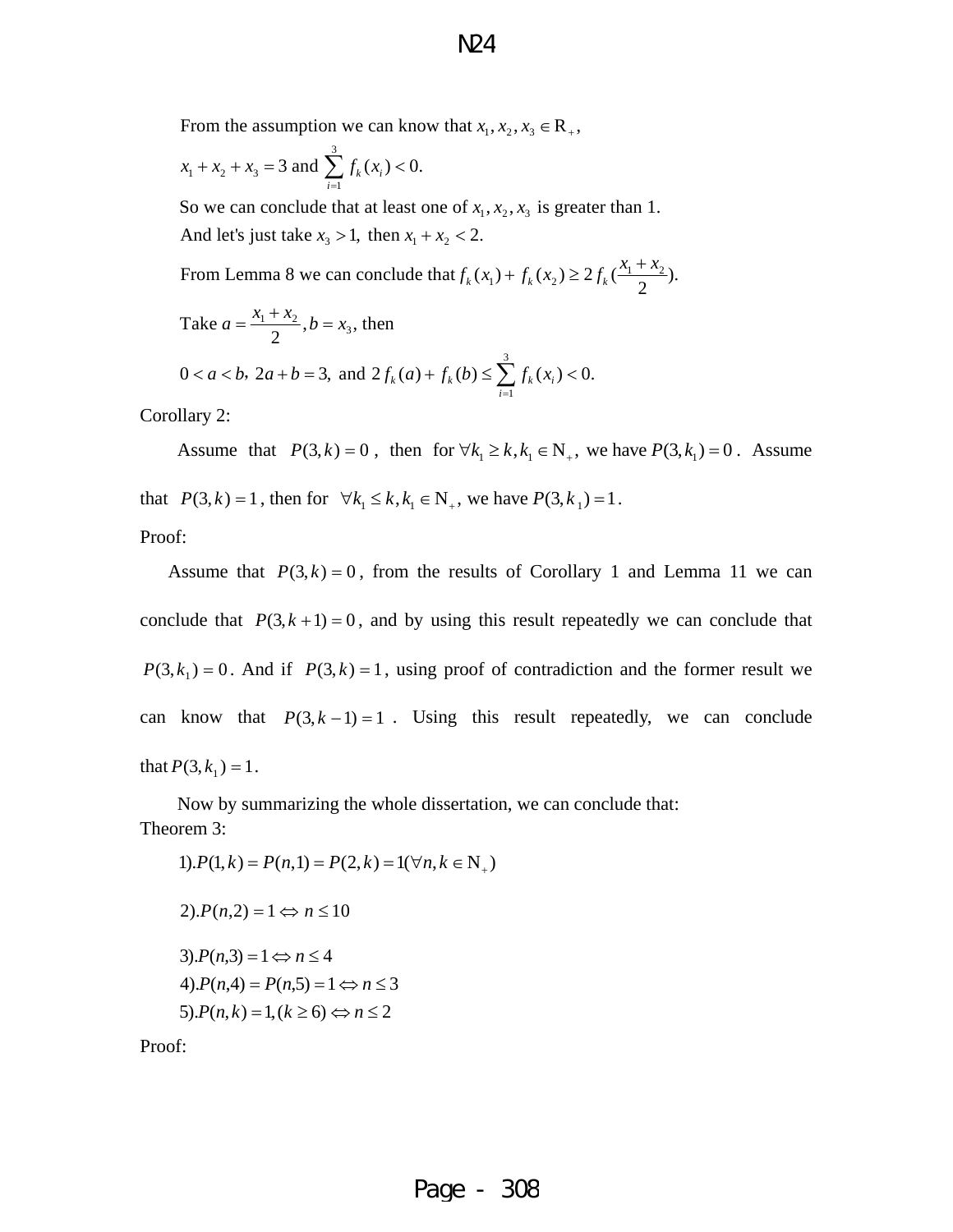From the assumption we can know that $x_1, x_2, x_3 \in \mathrm{R}_+$,

$x_1 + x_2 + x_3 = 3$ and $\sum_{i=1}^{3} f_k(x_i) < 0.$

So we can conclude that at least one of $x_1, x_2, x_3$ is greater than 1.

And let's just take $x_3 > 1,$ then $x_1 + x_2 < 2.$

From Lemma 8 we can conclude that $f_k(x_1) + f_k(x_2) \geq 2 f_k(\frac{x_1 + x_2}{2}).$

Take $a = \frac{x_1 + x_2}{2}, b = x_3,$ then

$0 < a < b,\ 2a + b = 3,$ and $2 f_k(a) + f_k(b) \leq \sum_{i=1}^{3} f_k(x_i) < 0.$

Corollary 2:

Assume that $P(3,k) = 0$, then for $\forall k_1 \geq k, k_1 \in \mathrm{N}_+$, we have $P(3,k_1) = 0$. Assume that $P(3,k) = 1$, then for $\forall k_1 \leq k, k_1 \in \mathrm{N}_+$, we have $P(3,k_1) = 1$.

Proof:

Assume that $P(3,k) = 0$, from the results of Corollary 1 and Lemma 11 we can conclude that $P(3,k+1) = 0$, and by using this result repeatedly we can conclude that $P(3,k_1) = 0$. And if $P(3,k) = 1$, using proof of contradiction and the former result we can know that $P(3,k-1) = 1$. Using this result repeatedly, we can conclude that $P(3,k_1) = 1$.

Now by summarizing the whole dissertation, we can conclude that:

Theorem 3:

1). $P(1,k) = P(n,1) = P(2,k) = 1 (\forall n, k \in \mathrm{N}_+)$

2). $P(n,2) = 1 \Leftrightarrow n \leq 10$

3). $P(n,3) = 1 \Leftrightarrow n \leq 4$

4). $P(n,4) = P(n,5) = 1 \Leftrightarrow n \leq 3$

5). $P(n,k) = 1, (k \geq 6) \Leftrightarrow n \leq 2$

Proof: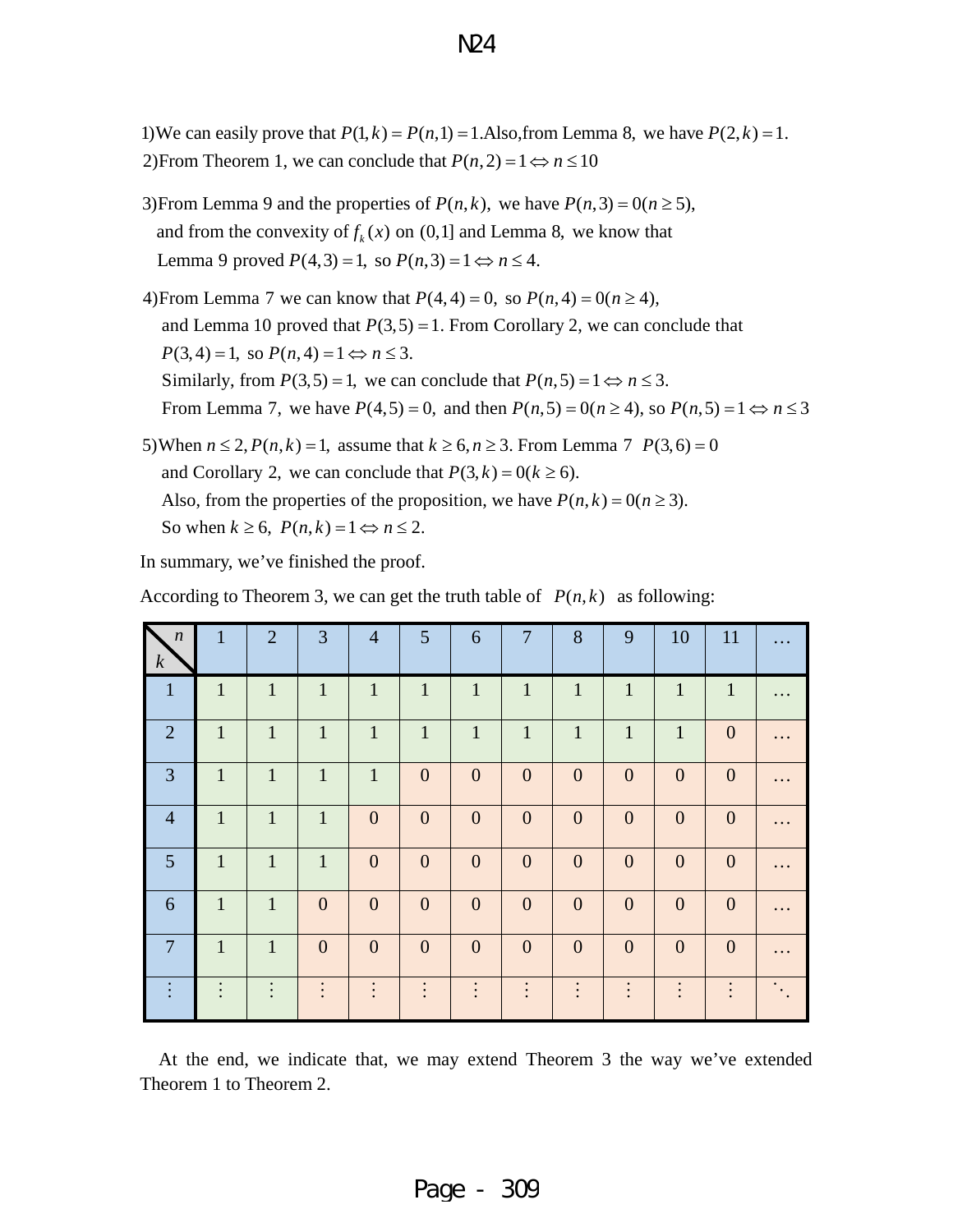1)We can easily prove that $P(1,k)=P(n,1)=1$.Also,from Lemma 8, we have $P(2,k)=1$.

2)From Theorem 1, we can conclude that $P(n,2)=1 \Leftrightarrow n \le 10$

3)From Lemma 9 and the properties of $P(n,k)$, we have $P(n,3)=0(n \ge 5)$,
and from the convexity of $f_k(x)$ on $(0,1]$ and Lemma 8, we know that
Lemma 9 proved $P(4,3)=1$, so $P(n,3)=1 \Leftrightarrow n \le 4$.

4)From Lemma 7 we can know that $P(4,4)=0$, so $P(n,4)=0(n \ge 4)$,
and Lemma 10 proved that $P(3,5)=1$. From Corollary 2, we can conclude that
$P(3,4)=1$, so $P(n,4)=1 \Leftrightarrow n \le 3$.
Similarly, from $P(3,5)=1$, we can conclude that $P(n,5)=1 \Leftrightarrow n \le 3$.
From Lemma 7, we have $P(4,5)=0$, and then $P(n,5)=0(n \ge 4)$, so $P(n,5)=1 \Leftrightarrow n \le 3$

5)When $n \le 2, P(n,k)=1$, assume that $k \ge 6, n \ge 3$. From Lemma 7 $P(3,6)=0$
and Corollary 2, we can conclude that $P(3,k)=0(k \ge 6)$.
Also, from the properties of the proposition, we have $P(n,k)=0(n \ge 3)$.
So when $k \ge 6$, $P(n,k)=1 \Leftrightarrow n \le 2$.

In summary, we've finished the proof.

According to Theorem 3, we can get the truth table of $P(n,k)$ as following:

| $k$ \ $n$ | 1 | 2 | 3 | 4 | 5 | 6 | 7 | 8 | 9 | 10 | 11 | … |
|---|---|---|---|---|---|---|---|---|---|---|---|---|
| 1 | 1 | 1 | 1 | 1 | 1 | 1 | 1 | 1 | 1 | 1 | 1 | … |
| 2 | 1 | 1 | 1 | 1 | 1 | 1 | 1 | 1 | 1 | 1 | 0 | … |
| 3 | 1 | 1 | 1 | 1 | 0 | 0 | 0 | 0 | 0 | 0 | 0 | … |
| 4 | 1 | 1 | 1 | 0 | 0 | 0 | 0 | 0 | 0 | 0 | 0 | … |
| 5 | 1 | 1 | 1 | 0 | 0 | 0 | 0 | 0 | 0 | 0 | 0 | … |
| 6 | 1 | 1 | 0 | 0 | 0 | 0 | 0 | 0 | 0 | 0 | 0 | … |
| 7 | 1 | 1 | 0 | 0 | 0 | 0 | 0 | 0 | 0 | 0 | 0 | … |
| ⋮ | ⋮ | ⋮ | ⋮ | ⋮ | ⋮ | ⋮ | ⋮ | ⋮ | ⋮ | ⋮ | ⋮ | ⋱ |

At the end, we indicate that, we may extend Theorem 3 the way we've extended Theorem 1 to Theorem 2.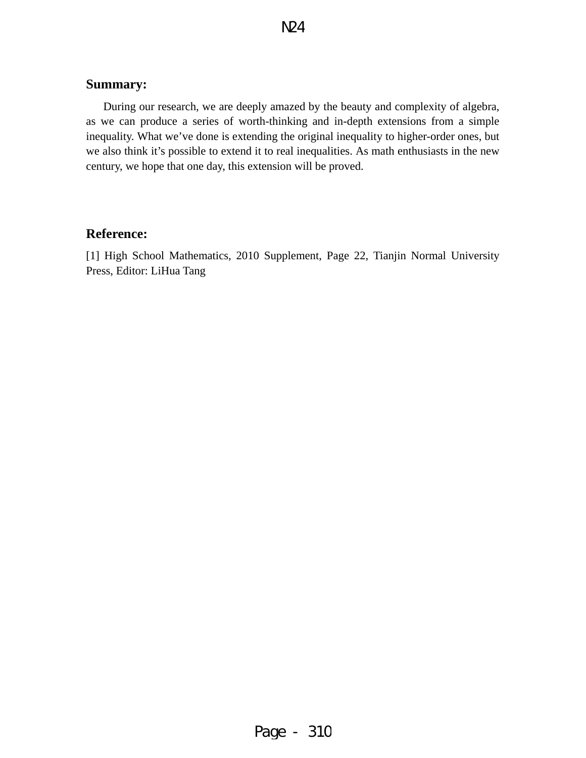## Summary:

During our research, we are deeply amazed by the beauty and complexity of algebra, as we can produce a series of worth-thinking and in-depth extensions from a simple inequality. What we've done is extending the original inequality to higher-order ones, but we also think it's possible to extend it to real inequalities. As math enthusiasts in the new century, we hope that one day, this extension will be proved.

## Reference:

[1] High School Mathematics, 2010 Supplement, Page 22, Tianjin Normal University Press, Editor: LiHua Tang